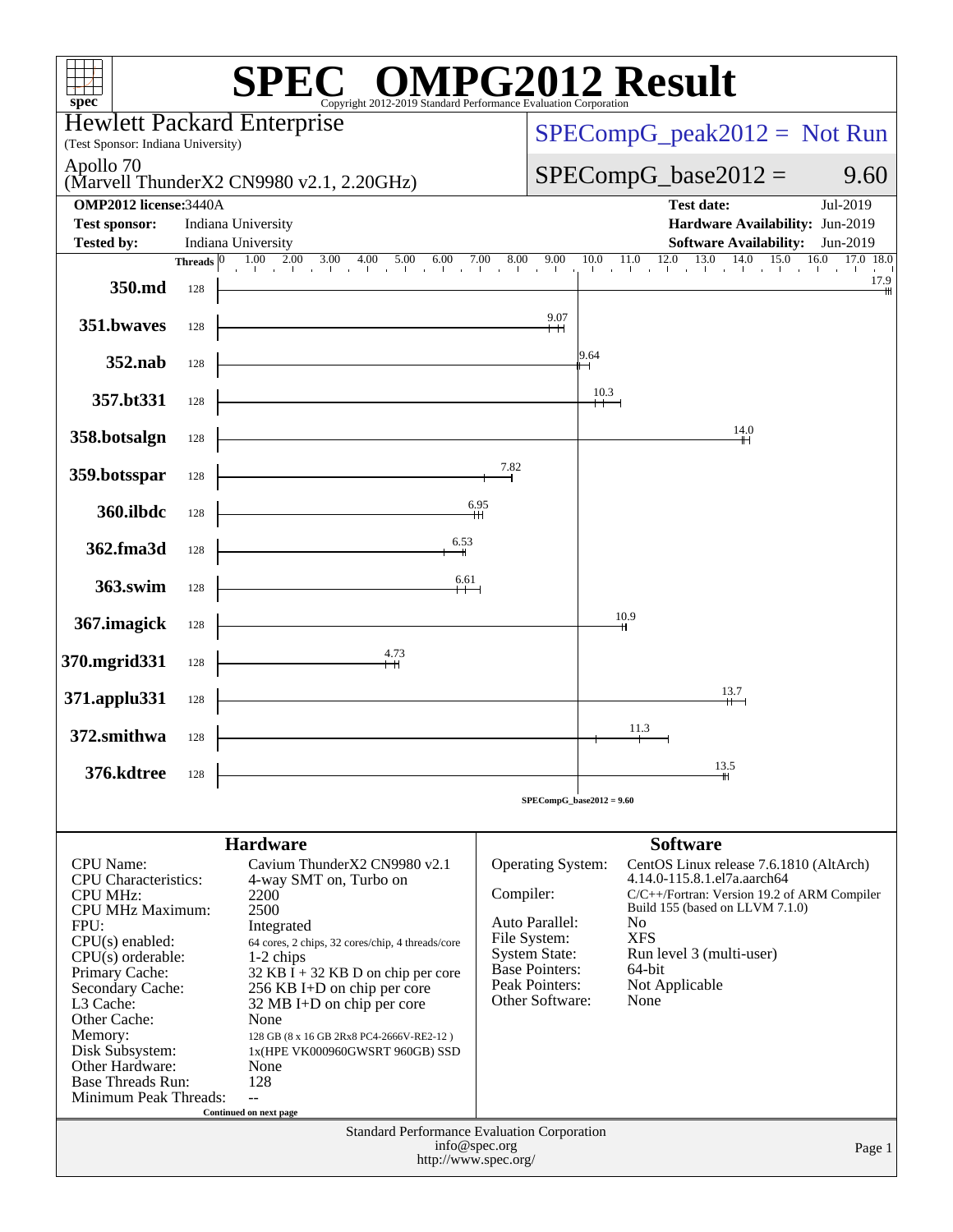# SPEC® OMPG2012 Result

Copyright 2012-2019 Standard Performance Evaluation Corporation

**Hewlett Packard Enterprise**
(Test Sponsor: Indiana University)

Apollo 70
(Marvell ThunderX2 CN9980 v2.1, 2.20GHz)

SPECompG_peak2012 = Not Run

SPECompG_base2012 = 9.60

| OMP2012 license: 3440A | | Test date: | Jul-2019 |
|---|---|---|---|
| **Test sponsor:** | Indiana University | **Hardware Availability:** | Jun-2019 |
| **Tested by:** | Indiana University | **Software Availability:** | Jun-2019 |

| Benchmark | Threads | Base Ratio |
|---|---|---|
| 350.md | 128 | 17.9 |
| 351.bwaves | 128 | 9.07 |
| 352.nab | 128 | 9.64 |
| 357.bt331 | 128 | 10.3 |
| 358.botsalgn | 128 | 14.0 |
| 359.botsspar | 128 | 7.82 |
| 360.ilbdc | 128 | 6.95 |
| 362.fma3d | 128 | 6.53 |
| 363.swim | 128 | 6.61 |
| 367.imagick | 128 | 10.9 |
| 370.mgrid331 | 128 | 4.73 |
| 371.applu331 | 128 | 13.7 |
| 372.smithwa | 128 | 11.3 |
| 376.kdtree | 128 | 13.5 |

SPECompG_base2012 = 9.60

## Hardware

| | |
|---|---|
| CPU Name: | Cavium ThunderX2 CN9980 v2.1 |
| CPU Characteristics: | 4-way SMT on, Turbo on |
| CPU MHz: | 2200 |
| CPU MHz Maximum: | 2500 |
| FPU: | Integrated |
| CPU(s) enabled: | 64 cores, 2 chips, 32 cores/chip, 4 threads/core |
| CPU(s) orderable: | 1-2 chips |
| Primary Cache: | 32 KB I + 32 KB D on chip per core |
| Secondary Cache: | 256 KB I+D on chip per core |
| L3 Cache: | 32 MB I+D on chip per core |
| Other Cache: | None |
| Memory: | 128 GB (8 x 16 GB 2Rx8 PC4-2666V-RE2-12 ) |
| Disk Subsystem: | 1x(HPE VK000960GWSRT 960GB) SSD |
| Other Hardware: | None |
| Base Threads Run: | 128 |
| Minimum Peak Threads: | -- |

Continued on next page

## Software

| | |
|---|---|
| Operating System: | CentOS Linux release 7.6.1810 (AltArch) 4.14.0-115.8.1.el7a.aarch64 |
| Compiler: | C/C++/Fortran: Version 19.2 of ARM Compiler Build 155 (based on LLVM 7.1.0) |
| Auto Parallel: | No |
| File System: | XFS |
| System State: | Run level 3 (multi-user) |
| Base Pointers: | 64-bit |
| Peak Pointers: | Not Applicable |
| Other Software: | None |

Standard Performance Evaluation Corporation
info@spec.org
http://www.spec.org/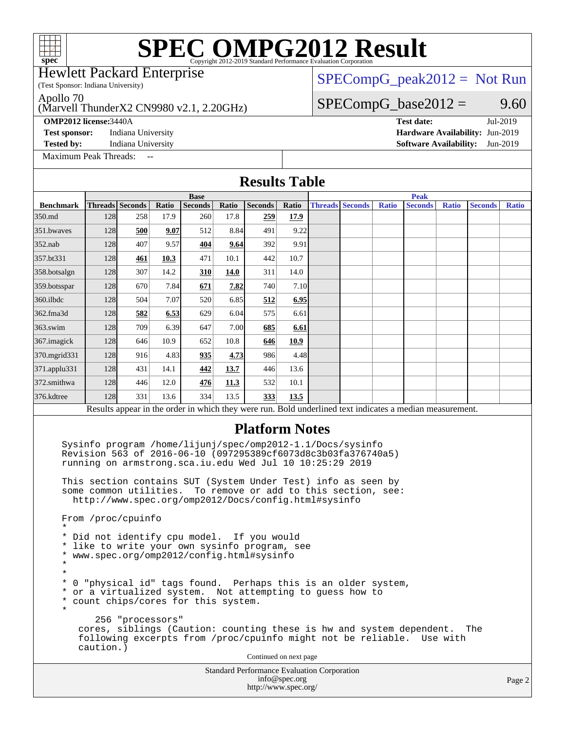# SPEC OMPG2012 Result

Copyright 2012-2019 Standard Performance Evaluation Corporation

Hewlett Packard Enterprise
(Test Sponsor: Indiana University)

Apollo 70
(Marvell ThunderX2 CN9980 v2.1, 2.20GHz)

SPECompG_peak2012 = Not Run

SPECompG_base2012 = 9.60

**OMP2012 license:** 3440A
**Test sponsor:** Indiana University
**Tested by:** Indiana University

**Test date:** Jul-2019
**Hardware Availability:** Jun-2019
**Software Availability:** Jun-2019

Maximum Peak Threads: --

## Results Table

| | Base | | | | | | | | Peak | | | | | | |
|---|---|---|---|---|---|---|---|---|---|---|---|---|---|---|---|
| **Benchmark** | **Threads** | **Seconds** | **Ratio** | **Seconds** | **Ratio** | **Seconds** | **Ratio** | **Threads** | **Seconds** | **Ratio** | **Seconds** | **Ratio** | **Seconds** | **Ratio** |
| 350.md | 128 | 258 | 17.9 | 260 | 17.8 | **259** | **17.9** | | | | | | | |
| 351.bwaves | 128 | **500** | **9.07** | 512 | 8.84 | 491 | 9.22 | | | | | | | |
| 352.nab | 128 | 407 | 9.57 | **404** | **9.64** | 392 | 9.91 | | | | | | | |
| 357.bt331 | 128 | **461** | **10.3** | 471 | 10.1 | 442 | 10.7 | | | | | | | |
| 358.botsalgn | 128 | 307 | 14.2 | **310** | **14.0** | 311 | 14.0 | | | | | | | |
| 359.botsspar | 128 | 670 | 7.84 | **671** | **7.82** | 740 | 7.10 | | | | | | | |
| 360.ilbdc | 128 | 504 | 7.07 | 520 | 6.85 | **512** | **6.95** | | | | | | | |
| 362.fma3d | 128 | **582** | **6.53** | 629 | 6.04 | 575 | 6.61 | | | | | | | |
| 363.swim | 128 | 709 | 6.39 | 647 | 7.00 | **685** | **6.61** | | | | | | | |
| 367.imagick | 128 | 646 | 10.9 | 652 | 10.8 | **646** | **10.9** | | | | | | | |
| 370.mgrid331 | 128 | 916 | 4.83 | **935** | **4.73** | 986 | 4.48 | | | | | | | |
| 371.applu331 | 128 | 431 | 14.1 | **442** | **13.7** | 446 | 13.6 | | | | | | | |
| 372.smithwa | 128 | 446 | 12.0 | **476** | **11.3** | 532 | 10.1 | | | | | | | |
| 376.kdtree | 128 | 331 | 13.6 | 334 | 13.5 | **333** | **13.5** | | | | | | | |

Results appear in the order in which they were run. Bold underlined text indicates a median measurement.

## Platform Notes

```
Sysinfo program /home/lijunj/spec/omp2012-1.1/Docs/sysinfo
Revision 563 of 2016-06-10 (097295389cf6073d8c3b03fa376740a5)
running on armstrong.sca.iu.edu Wed Jul 10 10:25:29 2019

This section contains SUT (System Under Test) info as seen by
some common utilities.  To remove or add to this section, see:
  http://www.spec.org/omp2012/Docs/config.html#sysinfo

From /proc/cpuinfo
*
* Did not identify cpu model.  If you would
* like to write your own sysinfo program, see
* www.spec.org/omp2012/config.html#sysinfo
*
*
* 0 "physical id" tags found.  Perhaps this is an older system,
* or a virtualized system.  Not attempting to guess how to
* count chips/cores for this system.
*
      256 "processors"
    cores, siblings (Caution: counting these is hw and system dependent.  The
    following excerpts from /proc/cpuinfo might not be reliable.  Use with
    caution.)
```

Continued on next page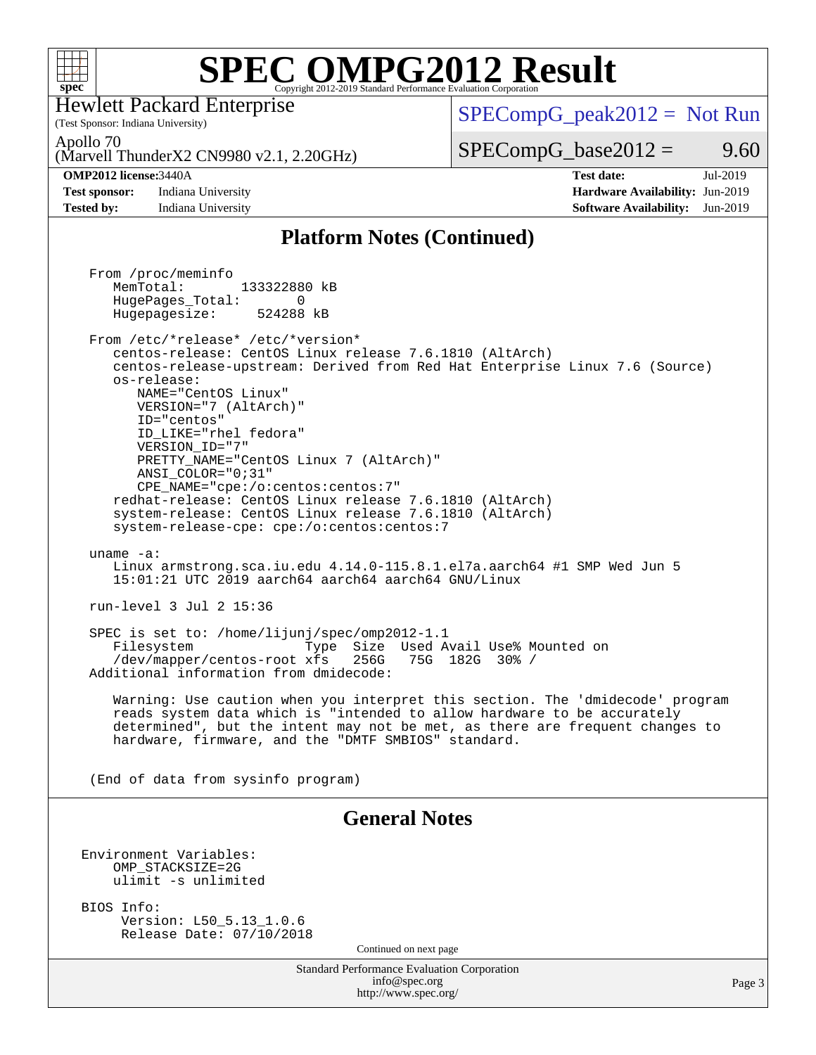# SPEC OMPG2012 Result

Copyright 2012-2019 Standard Performance Evaluation Corporation

Hewlett Packard Enterprise
(Test Sponsor: Indiana University)

Apollo 70
(Marvell ThunderX2 CN9980 v2.1, 2.20GHz)

SPECompG_peak2012 = Not Run

SPECompG_base2012 = 9.60

**OMP2012 license:** 3440A
**Test sponsor:** Indiana University
**Tested by:** Indiana University

**Test date:** Jul-2019
**Hardware Availability:** Jun-2019
**Software Availability:** Jun-2019

## Platform Notes (Continued)

```
From /proc/meminfo
   MemTotal:       133322880 kB
   HugePages_Total:       0
   Hugepagesize:     524288 kB

From /etc/*release* /etc/*version*
   centos-release: CentOS Linux release 7.6.1810 (AltArch)
   centos-release-upstream: Derived from Red Hat Enterprise Linux 7.6 (Source)
   os-release:
      NAME="CentOS Linux"
      VERSION="7 (AltArch)"
      ID="centos"
      ID_LIKE="rhel fedora"
      VERSION_ID="7"
      PRETTY_NAME="CentOS Linux 7 (AltArch)"
      ANSI_COLOR="0;31"
      CPE_NAME="cpe:/o:centos:centos:7"
   redhat-release: CentOS Linux release 7.6.1810 (AltArch)
   system-release: CentOS Linux release 7.6.1810 (AltArch)
   system-release-cpe: cpe:/o:centos:centos:7

uname -a:
   Linux armstrong.sca.iu.edu 4.14.0-115.8.1.el7a.aarch64 #1 SMP Wed Jun 5
   15:01:21 UTC 2019 aarch64 aarch64 aarch64 GNU/Linux

run-level 3 Jul 2 15:36

SPEC is set to: /home/lijunj/spec/omp2012-1.1
   Filesystem              Type  Size  Used Avail Use% Mounted on
   /dev/mapper/centos-root xfs   256G   75G  182G  30% /
Additional information from dmidecode:

   Warning: Use caution when you interpret this section. The 'dmidecode' program
   reads system data which is "intended to allow hardware to be accurately
   determined", but the intent may not be met, as there are frequent changes to
   hardware, firmware, and the "DMTF SMBIOS" standard.

(End of data from sysinfo program)
```

## General Notes

```
Environment Variables:
    OMP_STACKSIZE=2G
    ulimit -s unlimited

BIOS Info:
     Version: L50_5.13_1.0.6
     Release Date: 07/10/2018
```

Continued on next page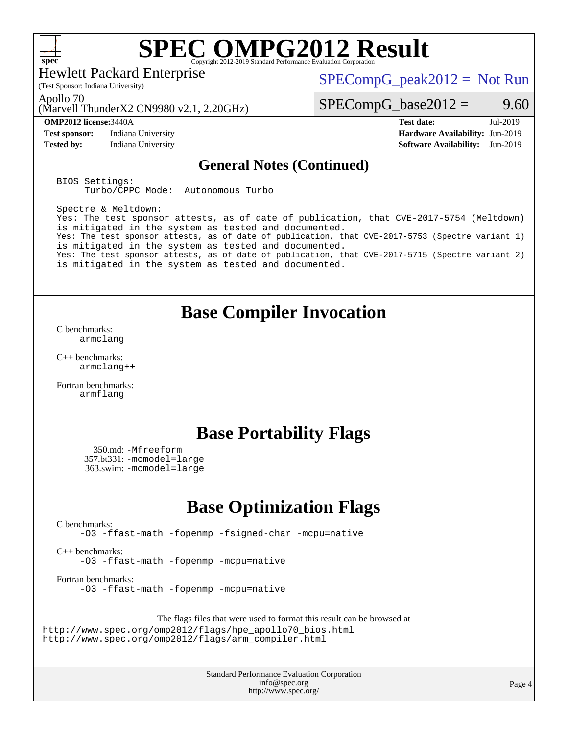# SPEC OMPG2012 Result

Hewlett Packard Enterprise
(Test Sponsor: Indiana University)

Apollo 70
(Marvell ThunderX2 CN9980 v2.1, 2.20GHz)

SPECompG_peak2012 = Not Run

SPECompG_base2012 = 9.60

| **OMP2012 license:** 3440A | | **Test date:** | Jul-2019 |
|---|---|---|---|
| **Test sponsor:** | Indiana University | **Hardware Availability:** | Jun-2019 |
| **Tested by:** | Indiana University | **Software Availability:** | Jun-2019 |

## General Notes (Continued)

```
BIOS Settings:
     Turbo/CPPC Mode:  Autonomous Turbo

Spectre & Meltdown:
Yes: The test sponsor attests, as of date of publication, that CVE-2017-5754 (Meltdown)
is mitigated in the system as tested and documented.
Yes: The test sponsor attests, as of date of publication, that CVE-2017-5753 (Spectre variant 1)
is mitigated in the system as tested and documented.
Yes: The test sponsor attests, as of date of publication, that CVE-2017-5715 (Spectre variant 2)
is mitigated in the system as tested and documented.
```

## Base Compiler Invocation

C benchmarks:
armclang

C++ benchmarks:
armclang++

Fortran benchmarks:
armflang

## Base Portability Flags

350.md: -Mfreeform
357.bt331: -mcmodel=large
363.swim: -mcmodel=large

## Base Optimization Flags

C benchmarks:
-O3 -ffast-math -fopenmp -fsigned-char -mcpu=native

C++ benchmarks:
-O3 -ffast-math -fopenmp -mcpu=native

Fortran benchmarks:
-O3 -ffast-math -fopenmp -mcpu=native

The flags files that were used to format this result can be browsed at
http://www.spec.org/omp2012/flags/hpe_apollo70_bios.html
http://www.spec.org/omp2012/flags/arm_compiler.html

Standard Performance Evaluation Corporation
info@spec.org
http://www.spec.org/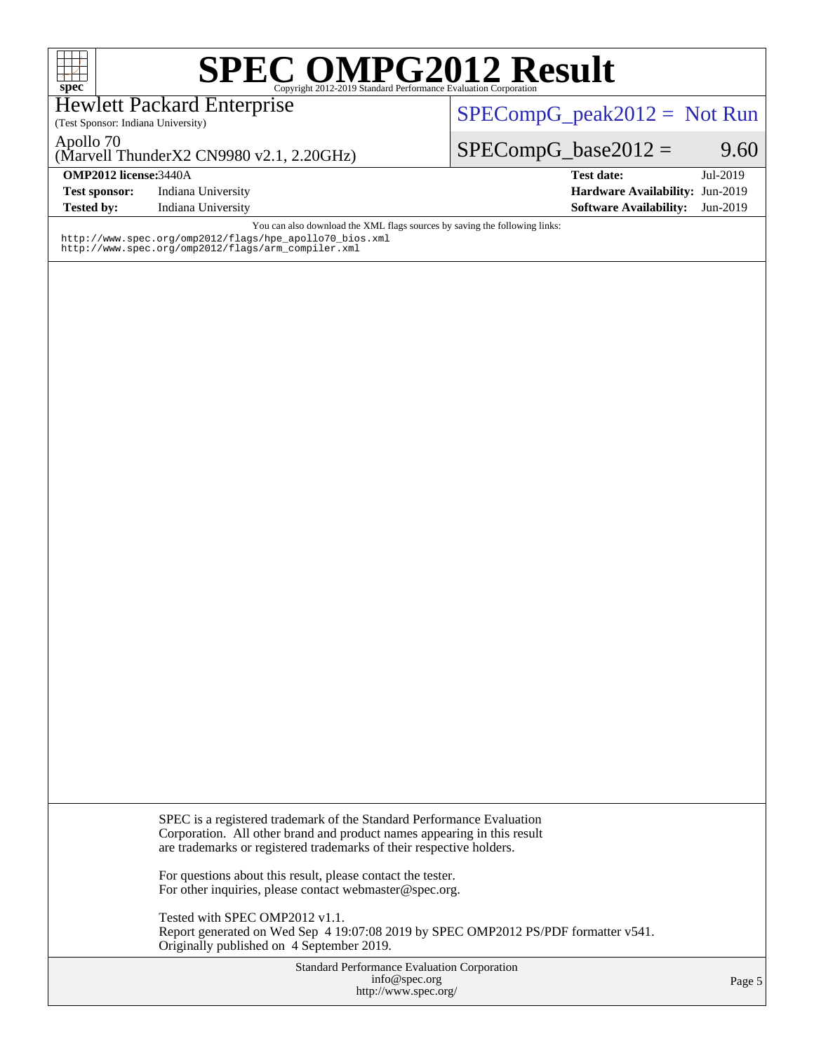You can also download the XML flags sources by saving the following links:

http://www.spec.org/omp2012/flags/hpe_apollo70_bios.xml
http://www.spec.org/omp2012/flags/arm_compiler.xml

SPEC is a registered trademark of the Standard Performance Evaluation Corporation. All other brand and product names appearing in this result are trademarks or registered trademarks of their respective holders.

For questions about this result, please contact the tester.
For other inquiries, please contact webmaster@spec.org.

Tested with SPEC OMP2012 v1.1.
Report generated on Wed Sep 4 19:07:08 2019 by SPEC OMP2012 PS/PDF formatter v541.
Originally published on 4 September 2019.